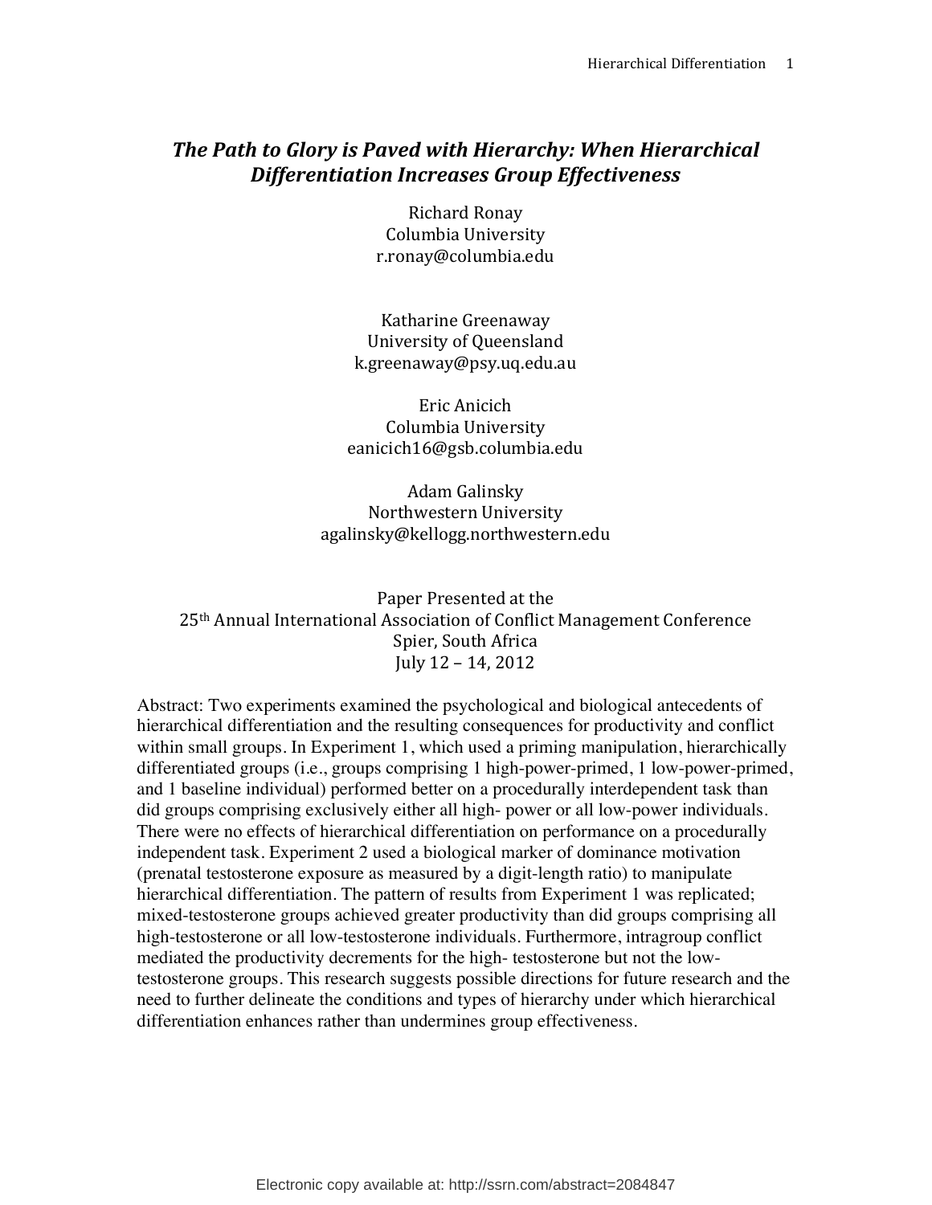# *The Path to Glory is Paved with Hierarchy: When Hierarchical Differentiation Increases Group Effectiveness*

Richard Ronay
Columbia University
r.ronay@columbia.edu

Katharine Greenaway
University of Queensland
k.greenaway@psy.uq.edu.au

Eric Anicich
Columbia University
eanicich16@gsb.columbia.edu

Adam Galinsky
Northwestern University
agalinsky@kellogg.northwestern.edu

Paper Presented at the
25th Annual International Association of Conflict Management Conference
Spier, South Africa
July 12 – 14, 2012

Abstract: Two experiments examined the psychological and biological antecedents of hierarchical differentiation and the resulting consequences for productivity and conflict within small groups. In Experiment 1, which used a priming manipulation, hierarchically differentiated groups (i.e., groups comprising 1 high-power-primed, 1 low-power-primed, and 1 baseline individual) performed better on a procedurally interdependent task than did groups comprising exclusively either all high- power or all low-power individuals. There were no effects of hierarchical differentiation on performance on a procedurally independent task. Experiment 2 used a biological marker of dominance motivation (prenatal testosterone exposure as measured by a digit-length ratio) to manipulate hierarchical differentiation. The pattern of results from Experiment 1 was replicated; mixed-testosterone groups achieved greater productivity than did groups comprising all high-testosterone or all low-testosterone individuals. Furthermore, intragroup conflict mediated the productivity decrements for the high- testosterone but not the low-testosterone groups. This research suggests possible directions for future research and the need to further delineate the conditions and types of hierarchy under which hierarchical differentiation enhances rather than undermines group effectiveness.

Electronic copy available at: http://ssrn.com/abstract=2084847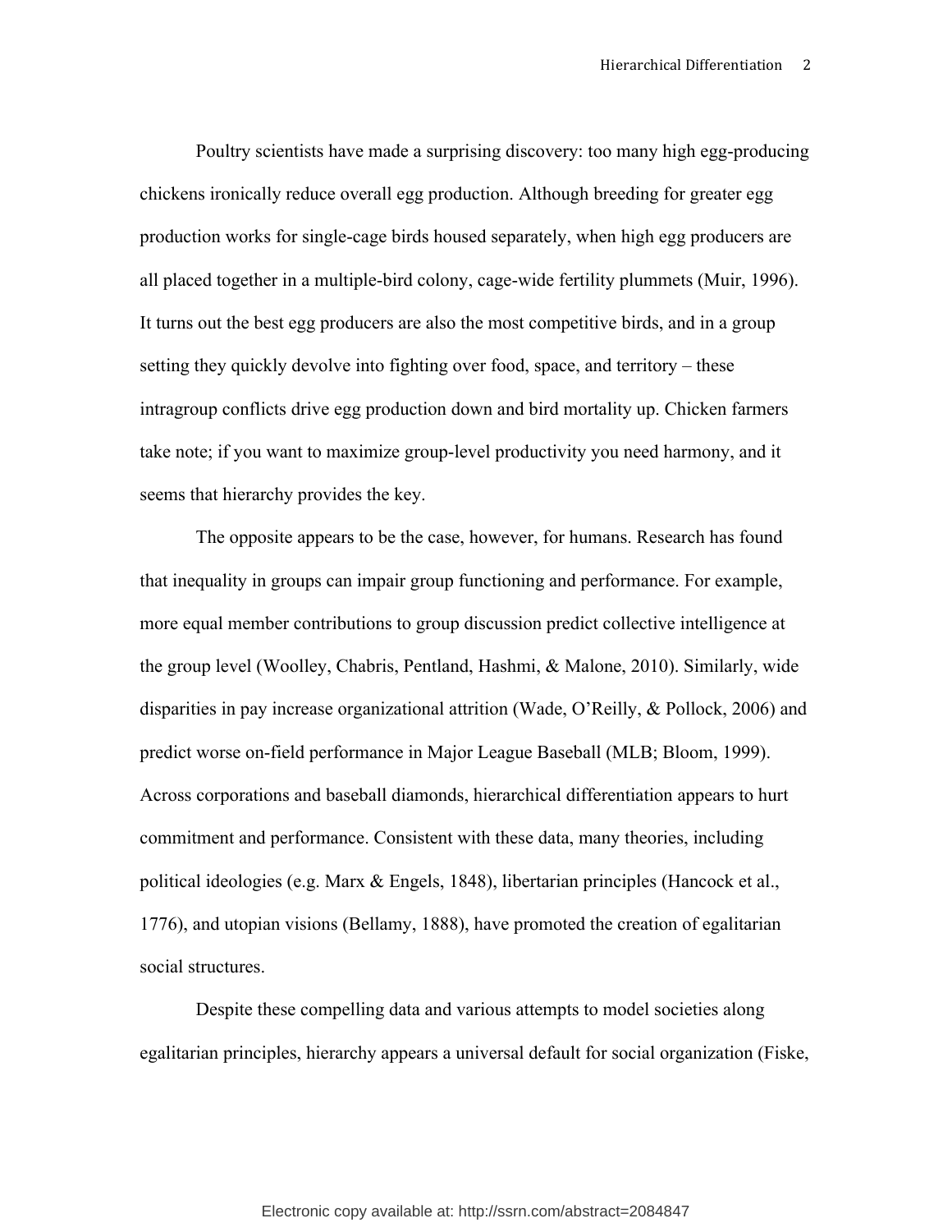Poultry scientists have made a surprising discovery: too many high egg-producing chickens ironically reduce overall egg production. Although breeding for greater egg production works for single-cage birds housed separately, when high egg producers are all placed together in a multiple-bird colony, cage-wide fertility plummets (Muir, 1996). It turns out the best egg producers are also the most competitive birds, and in a group setting they quickly devolve into fighting over food, space, and territory – these intragroup conflicts drive egg production down and bird mortality up. Chicken farmers take note; if you want to maximize group-level productivity you need harmony, and it seems that hierarchy provides the key.

The opposite appears to be the case, however, for humans. Research has found that inequality in groups can impair group functioning and performance. For example, more equal member contributions to group discussion predict collective intelligence at the group level (Woolley, Chabris, Pentland, Hashmi, & Malone, 2010). Similarly, wide disparities in pay increase organizational attrition (Wade, O'Reilly, & Pollock, 2006) and predict worse on-field performance in Major League Baseball (MLB; Bloom, 1999). Across corporations and baseball diamonds, hierarchical differentiation appears to hurt commitment and performance. Consistent with these data, many theories, including political ideologies (e.g. Marx & Engels, 1848), libertarian principles (Hancock et al., 1776), and utopian visions (Bellamy, 1888), have promoted the creation of egalitarian social structures.

Despite these compelling data and various attempts to model societies along egalitarian principles, hierarchy appears a universal default for social organization (Fiske,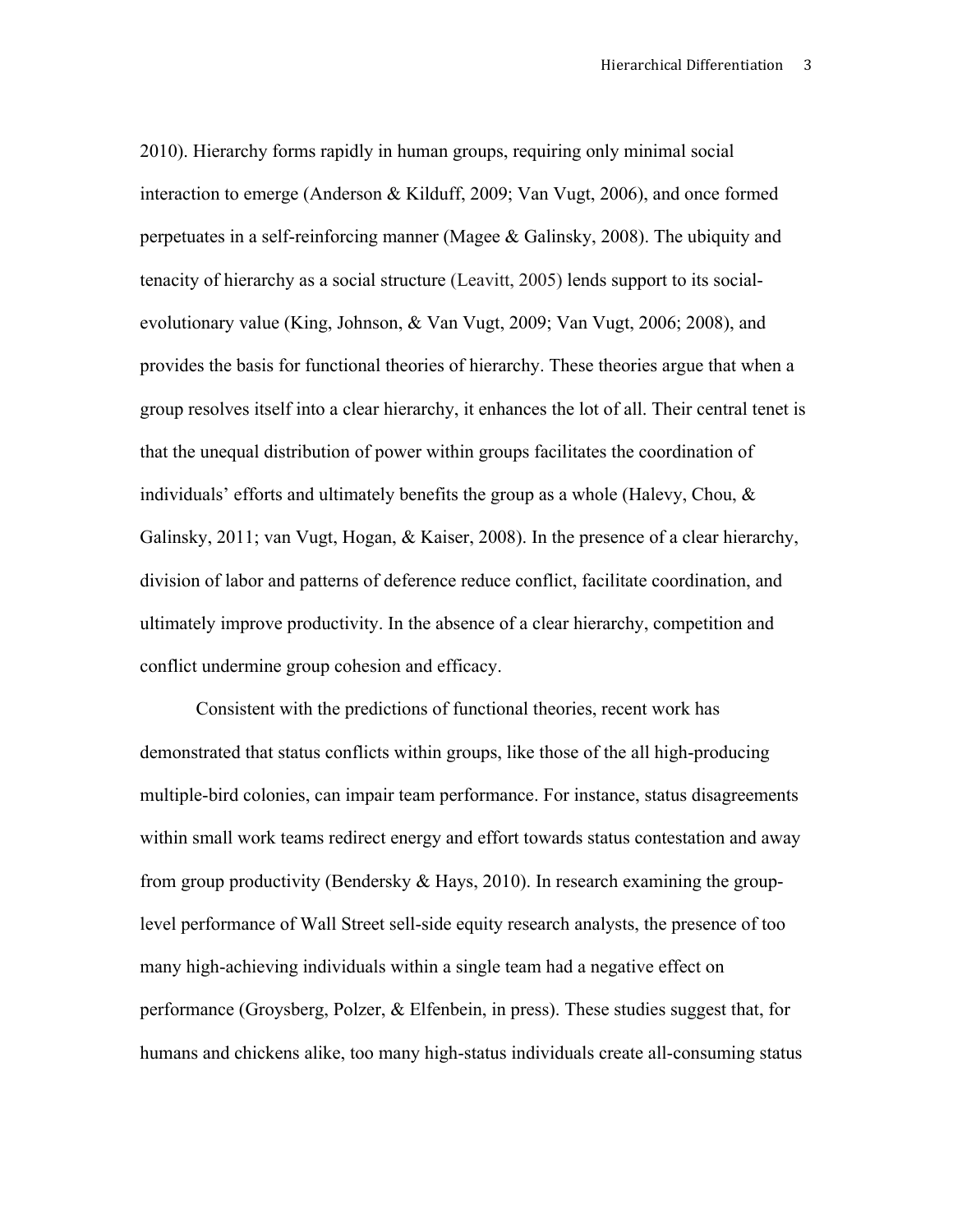2010). Hierarchy forms rapidly in human groups, requiring only minimal social interaction to emerge (Anderson & Kilduff, 2009; Van Vugt, 2006), and once formed perpetuates in a self-reinforcing manner (Magee & Galinsky, 2008). The ubiquity and tenacity of hierarchy as a social structure (Leavitt, 2005) lends support to its social-evolutionary value (King, Johnson, & Van Vugt, 2009; Van Vugt, 2006; 2008), and provides the basis for functional theories of hierarchy. These theories argue that when a group resolves itself into a clear hierarchy, it enhances the lot of all. Their central tenet is that the unequal distribution of power within groups facilitates the coordination of individuals' efforts and ultimately benefits the group as a whole (Halevy, Chou, & Galinsky, 2011; van Vugt, Hogan, & Kaiser, 2008). In the presence of a clear hierarchy, division of labor and patterns of deference reduce conflict, facilitate coordination, and ultimately improve productivity. In the absence of a clear hierarchy, competition and conflict undermine group cohesion and efficacy.

Consistent with the predictions of functional theories, recent work has demonstrated that status conflicts within groups, like those of the all high-producing multiple-bird colonies, can impair team performance. For instance, status disagreements within small work teams redirect energy and effort towards status contestation and away from group productivity (Bendersky & Hays, 2010). In research examining the group-level performance of Wall Street sell-side equity research analysts, the presence of too many high-achieving individuals within a single team had a negative effect on performance (Groysberg, Polzer, & Elfenbein, in press). These studies suggest that, for humans and chickens alike, too many high-status individuals create all-consuming status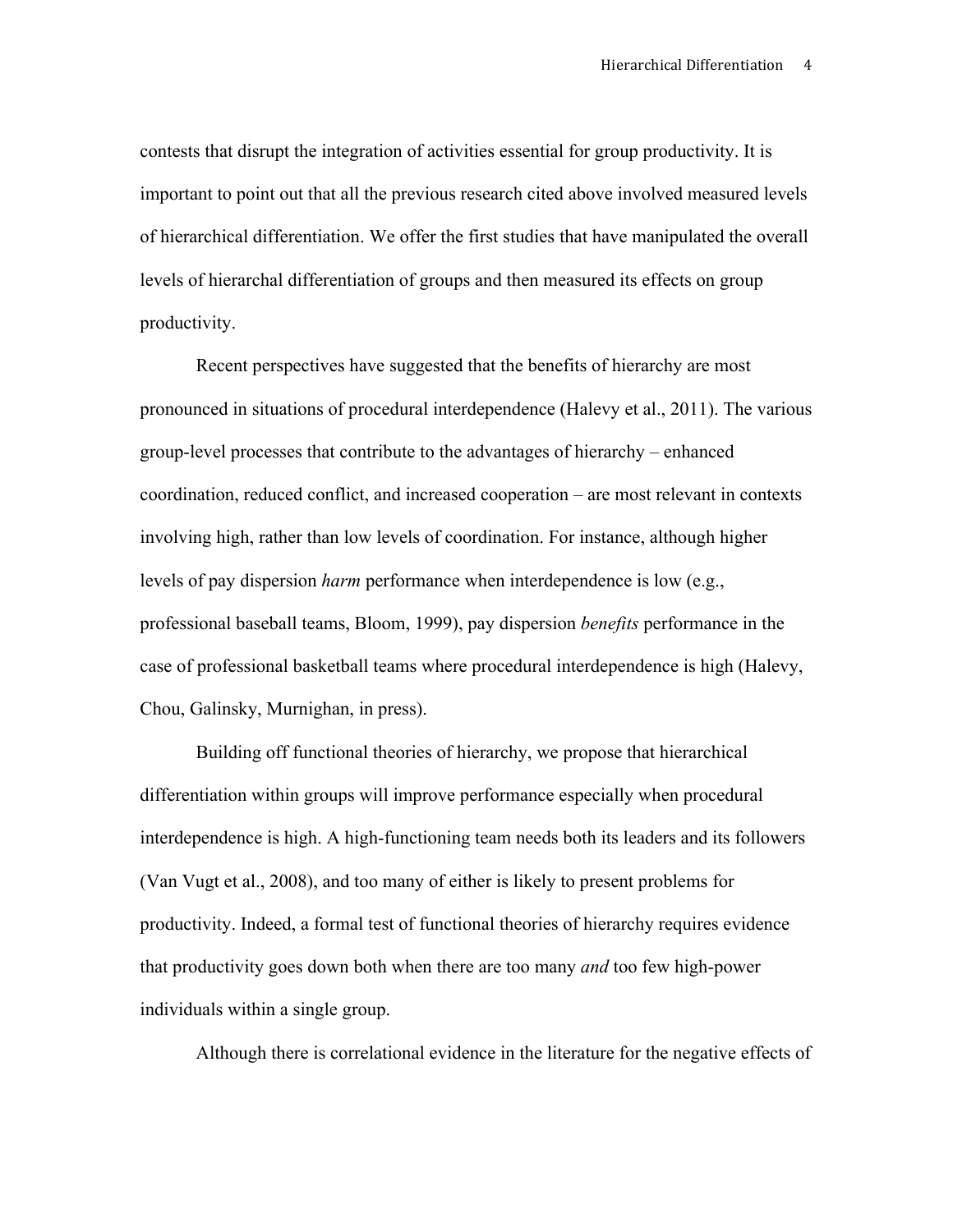contests that disrupt the integration of activities essential for group productivity. It is important to point out that all the previous research cited above involved measured levels of hierarchical differentiation. We offer the first studies that have manipulated the overall levels of hierarchal differentiation of groups and then measured its effects on group productivity.

Recent perspectives have suggested that the benefits of hierarchy are most pronounced in situations of procedural interdependence (Halevy et al., 2011). The various group-level processes that contribute to the advantages of hierarchy – enhanced coordination, reduced conflict, and increased cooperation – are most relevant in contexts involving high, rather than low levels of coordination. For instance, although higher levels of pay dispersion *harm* performance when interdependence is low (e.g., professional baseball teams, Bloom, 1999), pay dispersion *benefits* performance in the case of professional basketball teams where procedural interdependence is high (Halevy, Chou, Galinsky, Murnighan, in press).

Building off functional theories of hierarchy, we propose that hierarchical differentiation within groups will improve performance especially when procedural interdependence is high. A high-functioning team needs both its leaders and its followers (Van Vugt et al., 2008), and too many of either is likely to present problems for productivity. Indeed, a formal test of functional theories of hierarchy requires evidence that productivity goes down both when there are too many *and* too few high-power individuals within a single group.

Although there is correlational evidence in the literature for the negative effects of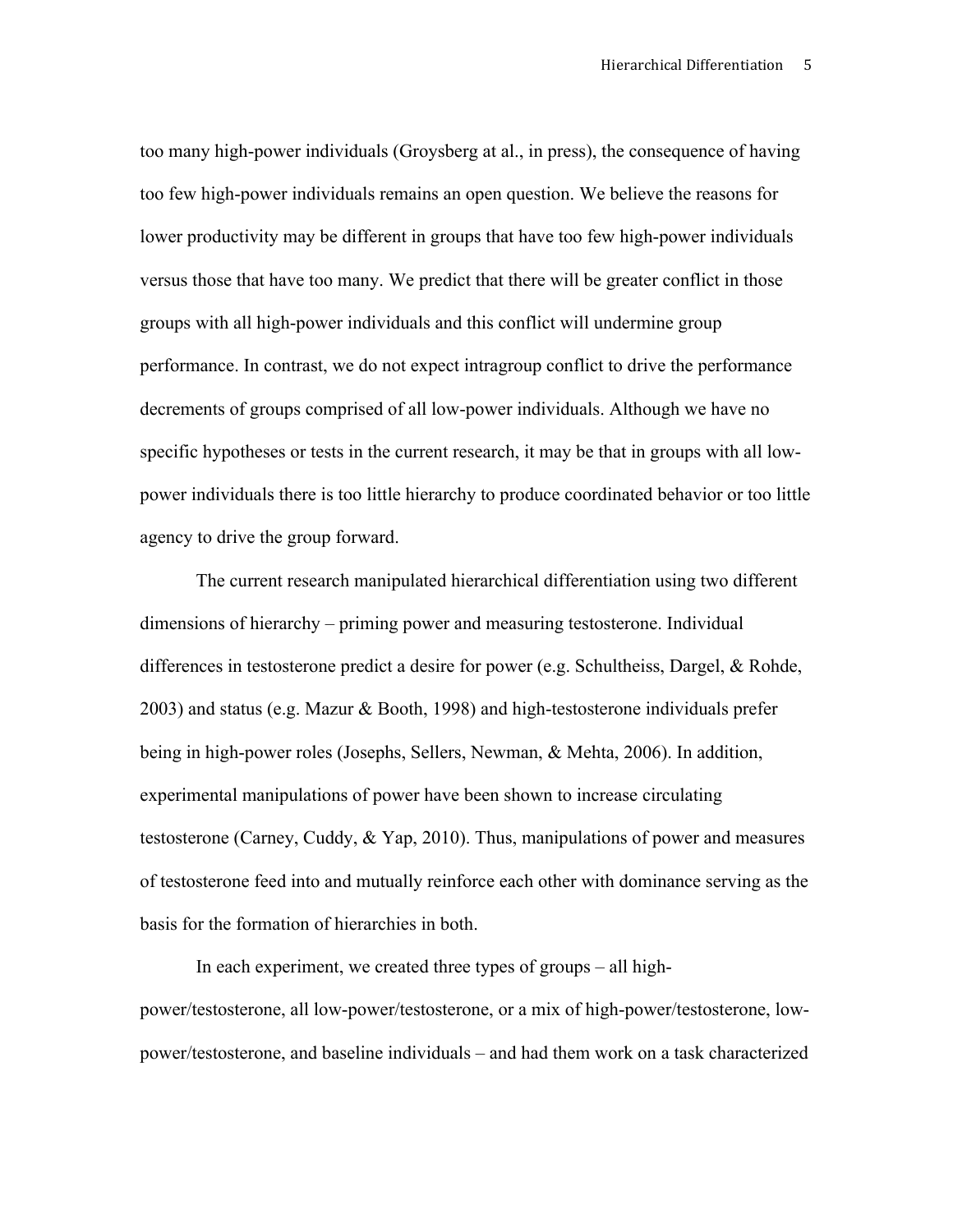too many high-power individuals (Groysberg at al., in press), the consequence of having too few high-power individuals remains an open question. We believe the reasons for lower productivity may be different in groups that have too few high-power individuals versus those that have too many. We predict that there will be greater conflict in those groups with all high-power individuals and this conflict will undermine group performance. In contrast, we do not expect intragroup conflict to drive the performance decrements of groups comprised of all low-power individuals. Although we have no specific hypotheses or tests in the current research, it may be that in groups with all low-power individuals there is too little hierarchy to produce coordinated behavior or too little agency to drive the group forward.

The current research manipulated hierarchical differentiation using two different dimensions of hierarchy – priming power and measuring testosterone. Individual differences in testosterone predict a desire for power (e.g. Schultheiss, Dargel, & Rohde, 2003) and status (e.g. Mazur & Booth, 1998) and high-testosterone individuals prefer being in high-power roles (Josephs, Sellers, Newman, & Mehta, 2006). In addition, experimental manipulations of power have been shown to increase circulating testosterone (Carney, Cuddy, & Yap, 2010). Thus, manipulations of power and measures of testosterone feed into and mutually reinforce each other with dominance serving as the basis for the formation of hierarchies in both.

In each experiment, we created three types of groups – all high-power/testosterone, all low-power/testosterone, or a mix of high-power/testosterone, low-power/testosterone, and baseline individuals – and had them work on a task characterized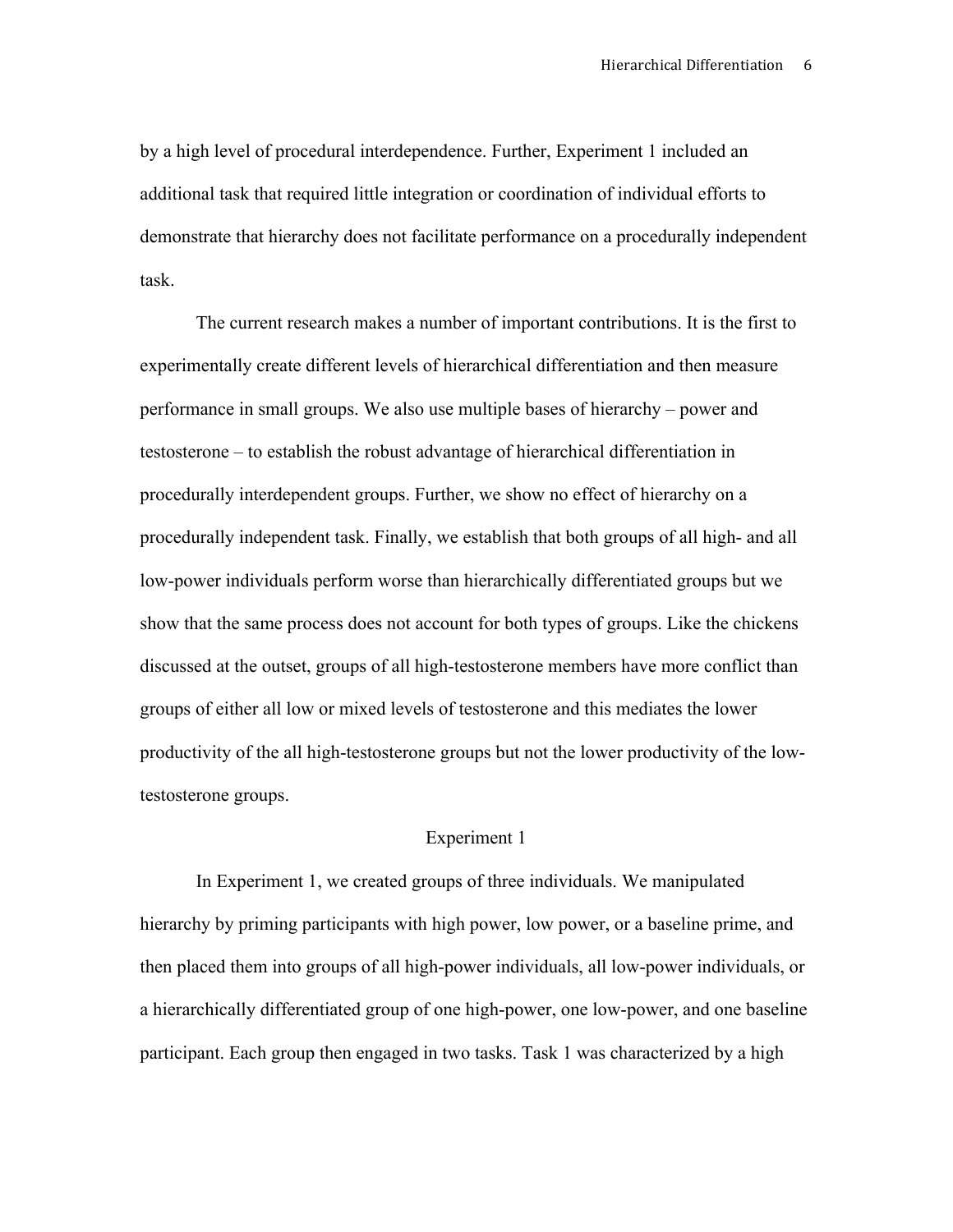by a high level of procedural interdependence. Further, Experiment 1 included an additional task that required little integration or coordination of individual efforts to demonstrate that hierarchy does not facilitate performance on a procedurally independent task.

The current research makes a number of important contributions. It is the first to experimentally create different levels of hierarchical differentiation and then measure performance in small groups. We also use multiple bases of hierarchy – power and testosterone – to establish the robust advantage of hierarchical differentiation in procedurally interdependent groups. Further, we show no effect of hierarchy on a procedurally independent task. Finally, we establish that both groups of all high- and all low-power individuals perform worse than hierarchically differentiated groups but we show that the same process does not account for both types of groups. Like the chickens discussed at the outset, groups of all high-testosterone members have more conflict than groups of either all low or mixed levels of testosterone and this mediates the lower productivity of the all high-testosterone groups but not the lower productivity of the low-testosterone groups.

## Experiment 1

In Experiment 1, we created groups of three individuals. We manipulated hierarchy by priming participants with high power, low power, or a baseline prime, and then placed them into groups of all high-power individuals, all low-power individuals, or a hierarchically differentiated group of one high-power, one low-power, and one baseline participant. Each group then engaged in two tasks. Task 1 was characterized by a high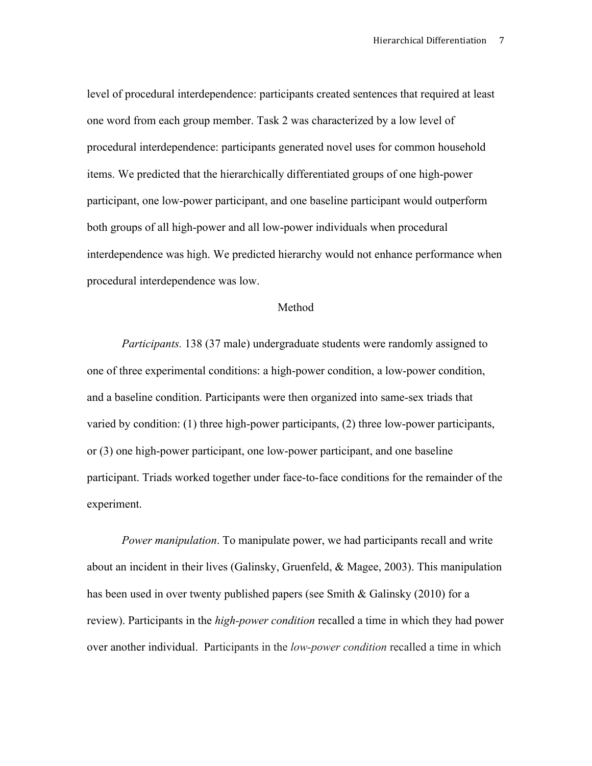level of procedural interdependence: participants created sentences that required at least one word from each group member. Task 2 was characterized by a low level of procedural interdependence: participants generated novel uses for common household items. We predicted that the hierarchically differentiated groups of one high-power participant, one low-power participant, and one baseline participant would outperform both groups of all high-power and all low-power individuals when procedural interdependence was high. We predicted hierarchy would not enhance performance when procedural interdependence was low.

## Method

*Participants.* 138 (37 male) undergraduate students were randomly assigned to one of three experimental conditions: a high-power condition, a low-power condition, and a baseline condition. Participants were then organized into same-sex triads that varied by condition: (1) three high-power participants, (2) three low-power participants, or (3) one high-power participant, one low-power participant, and one baseline participant. Triads worked together under face-to-face conditions for the remainder of the experiment.

*Power manipulation*. To manipulate power, we had participants recall and write about an incident in their lives (Galinsky, Gruenfeld, & Magee, 2003). This manipulation has been used in over twenty published papers (see Smith & Galinsky (2010) for a review). Participants in the *high-power condition* recalled a time in which they had power over another individual. Participants in the *low-power condition* recalled a time in which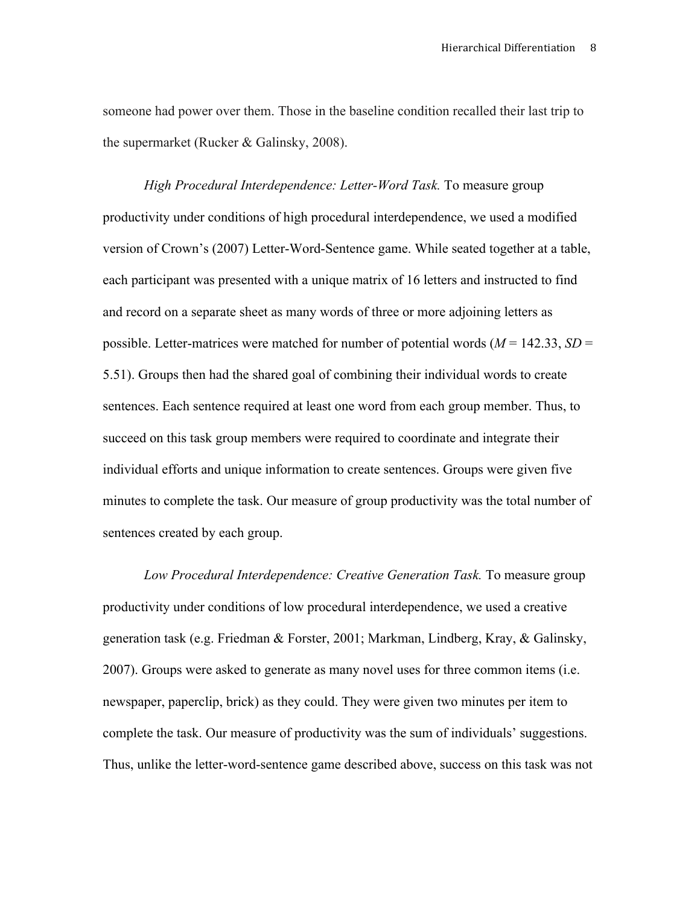someone had power over them. Those in the baseline condition recalled their last trip to the supermarket (Rucker & Galinsky, 2008).

*High Procedural Interdependence: Letter-Word Task.* To measure group productivity under conditions of high procedural interdependence, we used a modified version of Crown's (2007) Letter-Word-Sentence game. While seated together at a table, each participant was presented with a unique matrix of 16 letters and instructed to find and record on a separate sheet as many words of three or more adjoining letters as possible. Letter-matrices were matched for number of potential words ($M$ = 142.33, $SD$ = 5.51). Groups then had the shared goal of combining their individual words to create sentences. Each sentence required at least one word from each group member. Thus, to succeed on this task group members were required to coordinate and integrate their individual efforts and unique information to create sentences. Groups were given five minutes to complete the task. Our measure of group productivity was the total number of sentences created by each group.

*Low Procedural Interdependence: Creative Generation Task.* To measure group productivity under conditions of low procedural interdependence, we used a creative generation task (e.g. Friedman & Forster, 2001; Markman, Lindberg, Kray, & Galinsky, 2007). Groups were asked to generate as many novel uses for three common items (i.e. newspaper, paperclip, brick) as they could. They were given two minutes per item to complete the task. Our measure of productivity was the sum of individuals' suggestions. Thus, unlike the letter-word-sentence game described above, success on this task was not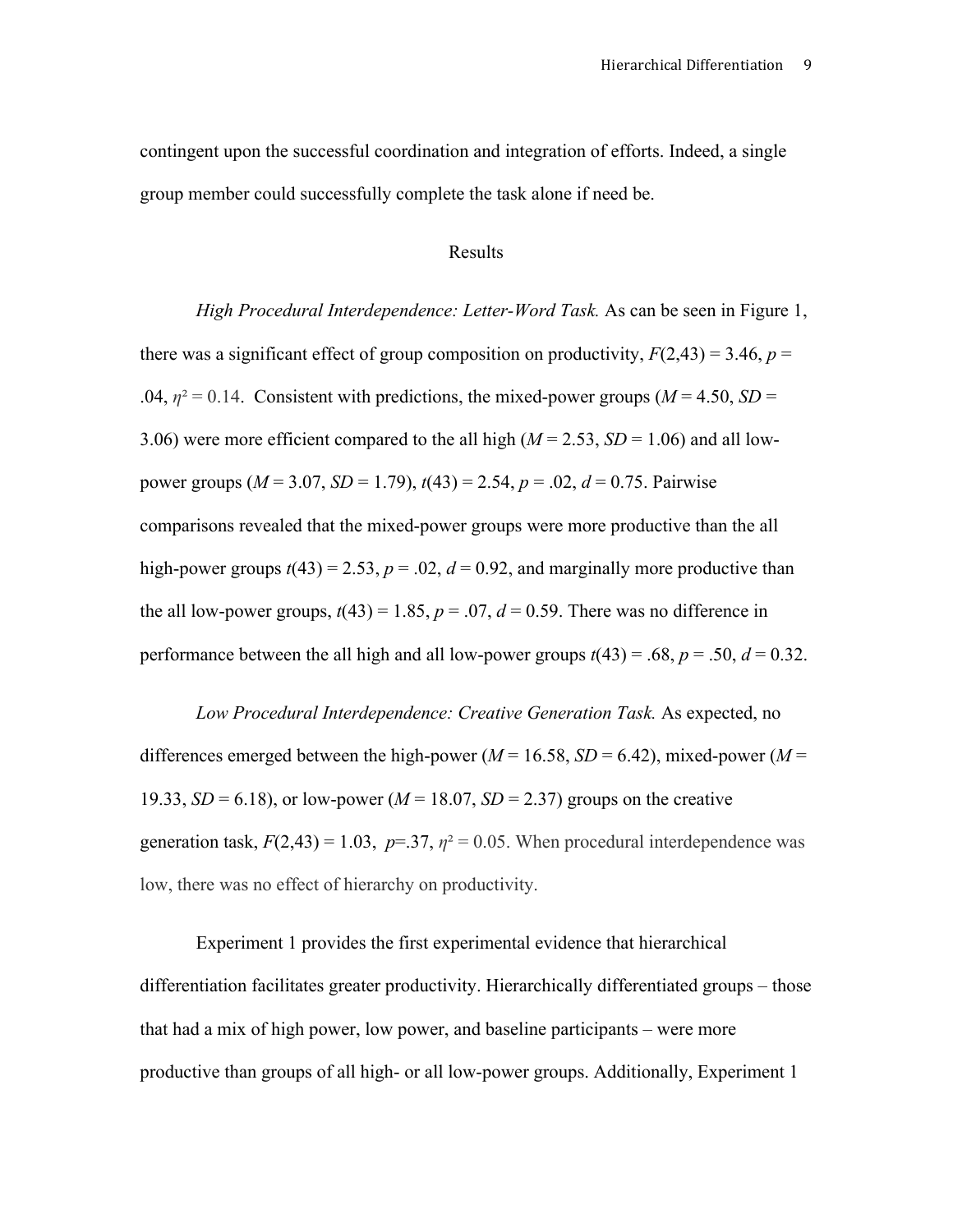contingent upon the successful coordination and integration of efforts. Indeed, a single group member could successfully complete the task alone if need be.

## Results

*High Procedural Interdependence: Letter-Word Task.* As can be seen in Figure 1, there was a significant effect of group composition on productivity, $F(2,43) = 3.46$, $p = .04$, $\eta^2 = 0.14$. Consistent with predictions, the mixed-power groups ($M = 4.50$, $SD = 3.06$) were more efficient compared to the all high ($M = 2.53$, $SD = 1.06$) and all low-power groups ($M = 3.07$, $SD = 1.79$), $t(43) = 2.54$, $p = .02$, $d = 0.75$. Pairwise comparisons revealed that the mixed-power groups were more productive than the all high-power groups $t(43) = 2.53$, $p = .02$, $d = 0.92$, and marginally more productive than the all low-power groups, $t(43) = 1.85$, $p = .07$, $d = 0.59$. There was no difference in performance between the all high and all low-power groups $t(43) = .68$, $p = .50$, $d = 0.32$.

*Low Procedural Interdependence: Creative Generation Task.* As expected, no differences emerged between the high-power ($M = 16.58$, $SD = 6.42$), mixed-power ($M = 19.33$, $SD = 6.18$), or low-power ($M = 18.07$, $SD = 2.37$) groups on the creative generation task, $F(2,43) = 1.03$, $p=.37$, $\eta^2 = 0.05$. When procedural interdependence was low, there was no effect of hierarchy on productivity.

Experiment 1 provides the first experimental evidence that hierarchical differentiation facilitates greater productivity. Hierarchically differentiated groups – those that had a mix of high power, low power, and baseline participants – were more productive than groups of all high- or all low-power groups. Additionally, Experiment 1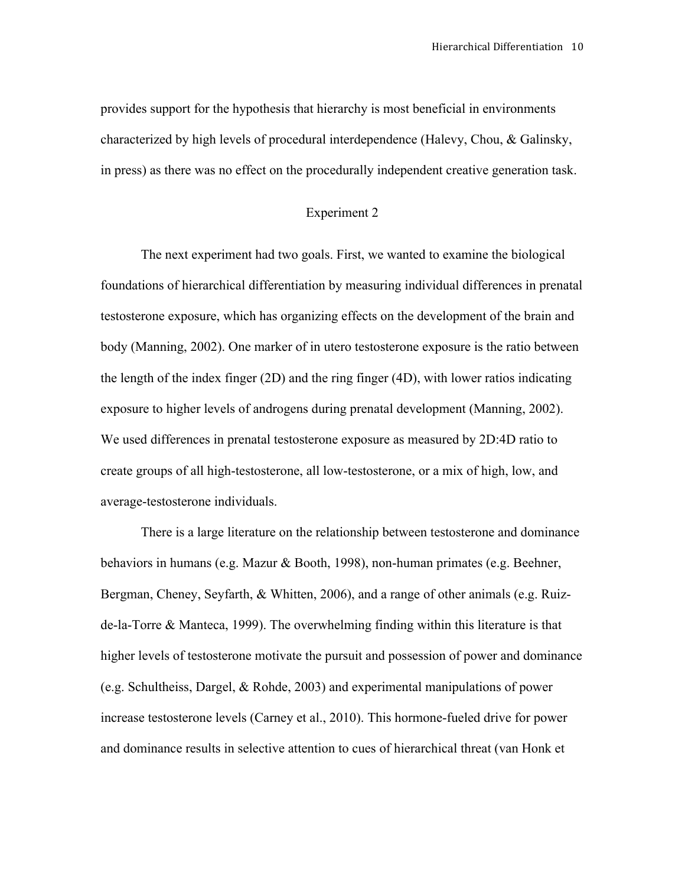provides support for the hypothesis that hierarchy is most beneficial in environments characterized by high levels of procedural interdependence (Halevy, Chou, & Galinsky, in press) as there was no effect on the procedurally independent creative generation task.

## Experiment 2

The next experiment had two goals. First, we wanted to examine the biological foundations of hierarchical differentiation by measuring individual differences in prenatal testosterone exposure, which has organizing effects on the development of the brain and body (Manning, 2002). One marker of in utero testosterone exposure is the ratio between the length of the index finger (2D) and the ring finger (4D), with lower ratios indicating exposure to higher levels of androgens during prenatal development (Manning, 2002). We used differences in prenatal testosterone exposure as measured by 2D:4D ratio to create groups of all high-testosterone, all low-testosterone, or a mix of high, low, and average-testosterone individuals.

There is a large literature on the relationship between testosterone and dominance behaviors in humans (e.g. Mazur & Booth, 1998), non-human primates (e.g. Beehner, Bergman, Cheney, Seyfarth, & Whitten, 2006), and a range of other animals (e.g. Ruiz-de-la-Torre & Manteca, 1999). The overwhelming finding within this literature is that higher levels of testosterone motivate the pursuit and possession of power and dominance (e.g. Schultheiss, Dargel, & Rohde, 2003) and experimental manipulations of power increase testosterone levels (Carney et al., 2010). This hormone-fueled drive for power and dominance results in selective attention to cues of hierarchical threat (van Honk et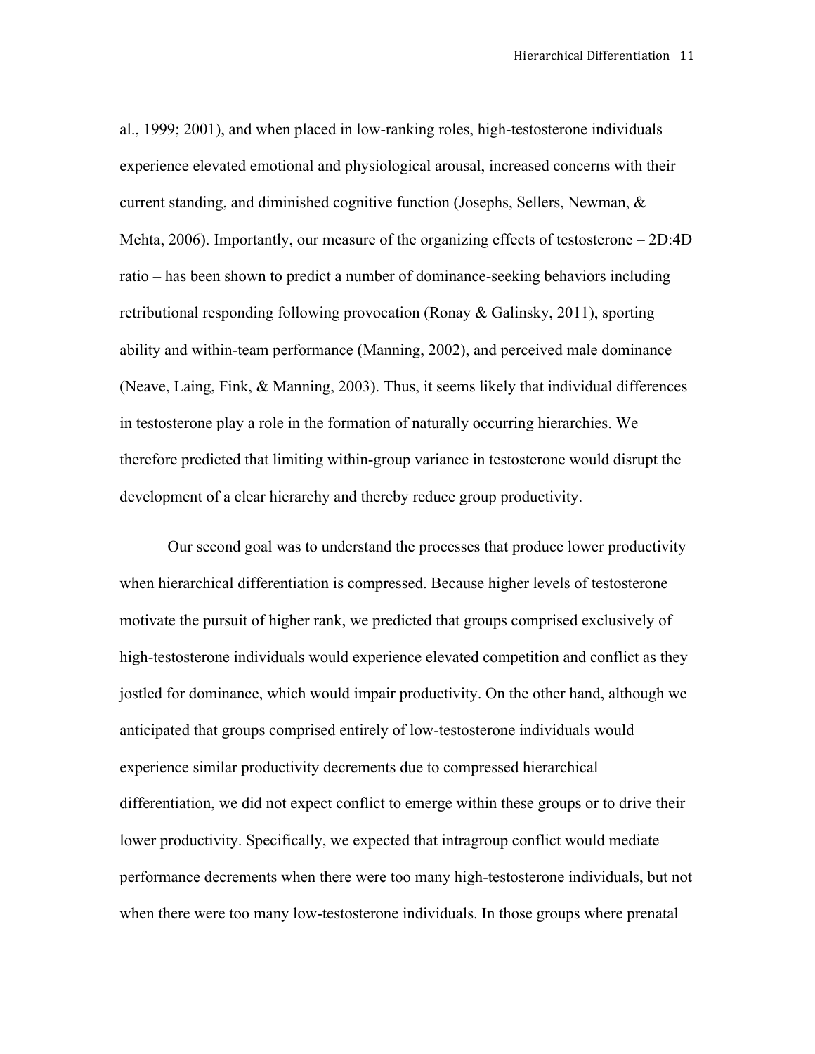al., 1999; 2001), and when placed in low-ranking roles, high-testosterone individuals experience elevated emotional and physiological arousal, increased concerns with their current standing, and diminished cognitive function (Josephs, Sellers, Newman, & Mehta, 2006). Importantly, our measure of the organizing effects of testosterone – 2D:4D ratio – has been shown to predict a number of dominance-seeking behaviors including retributional responding following provocation (Ronay & Galinsky, 2011), sporting ability and within-team performance (Manning, 2002), and perceived male dominance (Neave, Laing, Fink, & Manning, 2003). Thus, it seems likely that individual differences in testosterone play a role in the formation of naturally occurring hierarchies. We therefore predicted that limiting within-group variance in testosterone would disrupt the development of a clear hierarchy and thereby reduce group productivity.

Our second goal was to understand the processes that produce lower productivity when hierarchical differentiation is compressed. Because higher levels of testosterone motivate the pursuit of higher rank, we predicted that groups comprised exclusively of high-testosterone individuals would experience elevated competition and conflict as they jostled for dominance, which would impair productivity. On the other hand, although we anticipated that groups comprised entirely of low-testosterone individuals would experience similar productivity decrements due to compressed hierarchical differentiation, we did not expect conflict to emerge within these groups or to drive their lower productivity. Specifically, we expected that intragroup conflict would mediate performance decrements when there were too many high-testosterone individuals, but not when there were too many low-testosterone individuals. In those groups where prenatal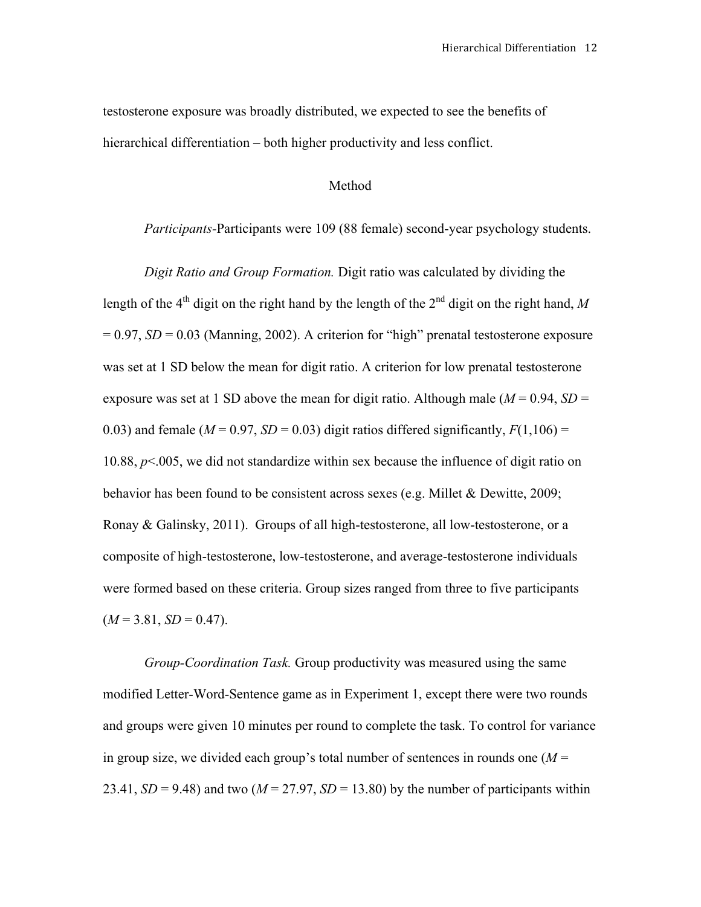testosterone exposure was broadly distributed, we expected to see the benefits of hierarchical differentiation – both higher productivity and less conflict.

## Method

*Participants*-Participants were 109 (88 female) second-year psychology students.

*Digit Ratio and Group Formation.* Digit ratio was calculated by dividing the length of the 4th digit on the right hand by the length of the 2nd digit on the right hand, $M = 0.97$, $SD = 0.03$ (Manning, 2002). A criterion for "high" prenatal testosterone exposure was set at 1 SD below the mean for digit ratio. A criterion for low prenatal testosterone exposure was set at 1 SD above the mean for digit ratio. Although male ($M = 0.94$, $SD = 0.03$) and female ($M = 0.97$, $SD = 0.03$) digit ratios differed significantly, $F(1,106) = 10.88$, $p<.005$, we did not standardize within sex because the influence of digit ratio on behavior has been found to be consistent across sexes (e.g. Millet & Dewitte, 2009; Ronay & Galinsky, 2011). Groups of all high-testosterone, all low-testosterone, or a composite of high-testosterone, low-testosterone, and average-testosterone individuals were formed based on these criteria. Group sizes ranged from three to five participants ($M = 3.81$, $SD = 0.47$).

*Group-Coordination Task.* Group productivity was measured using the same modified Letter-Word-Sentence game as in Experiment 1, except there were two rounds and groups were given 10 minutes per round to complete the task. To control for variance in group size, we divided each group's total number of sentences in rounds one ($M = 23.41$, $SD = 9.48$) and two ($M = 27.97$, $SD = 13.80$) by the number of participants within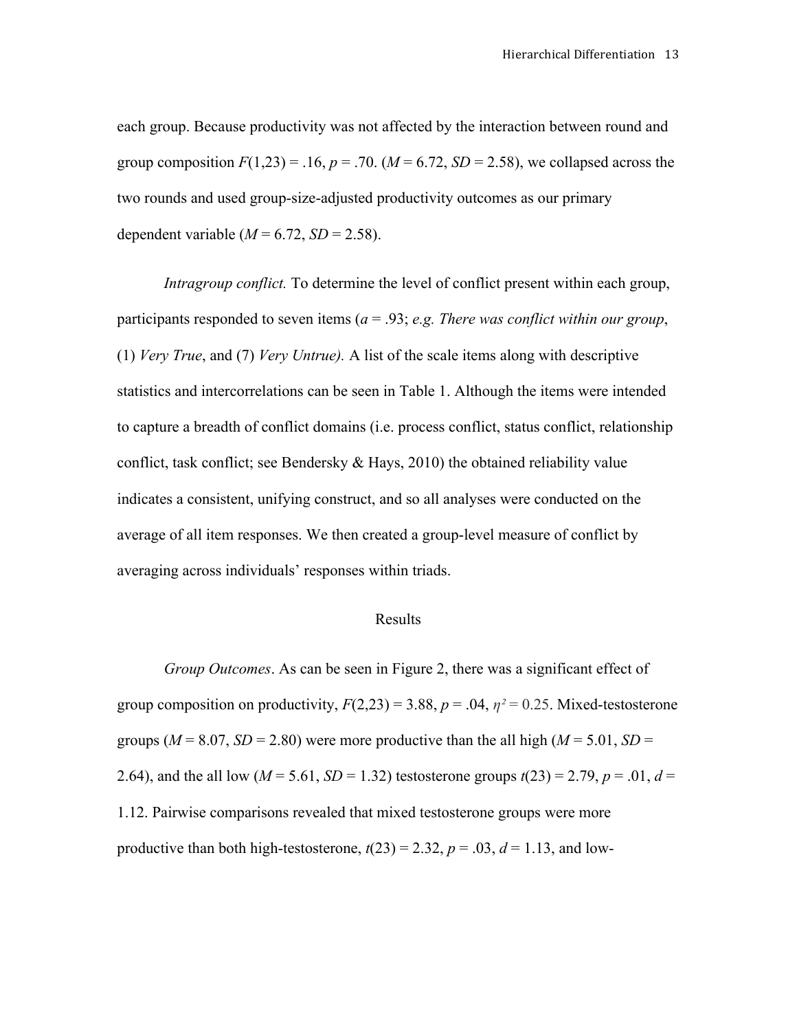each group. Because productivity was not affected by the interaction between round and group composition $F(1,23) = .16$, $p = .70$. ($M = 6.72$, $SD = 2.58$), we collapsed across the two rounds and used group-size-adjusted productivity outcomes as our primary dependent variable ($M = 6.72$, $SD = 2.58$).

*Intragroup conflict.* To determine the level of conflict present within each group, participants responded to seven items ($a = .93$; *e.g. There was conflict within our group*, (1) *Very True*, and (7) *Very Untrue).* A list of the scale items along with descriptive statistics and intercorrelations can be seen in Table 1. Although the items were intended to capture a breadth of conflict domains (i.e. process conflict, status conflict, relationship conflict, task conflict; see Bendersky & Hays, 2010) the obtained reliability value indicates a consistent, unifying construct, and so all analyses were conducted on the average of all item responses. We then created a group-level measure of conflict by averaging across individuals' responses within triads.

## Results

*Group Outcomes*. As can be seen in Figure 2, there was a significant effect of group composition on productivity, $F(2,23) = 3.88$, $p = .04$, $\eta^2 = 0.25$. Mixed-testosterone groups ($M = 8.07$, $SD = 2.80$) were more productive than the all high ($M = 5.01$, $SD = 2.64$), and the all low ($M = 5.61$, $SD = 1.32$) testosterone groups $t(23) = 2.79$, $p = .01$, $d = 1.12$. Pairwise comparisons revealed that mixed testosterone groups were more productive than both high-testosterone, $t(23) = 2.32$, $p = .03$, $d = 1.13$, and low-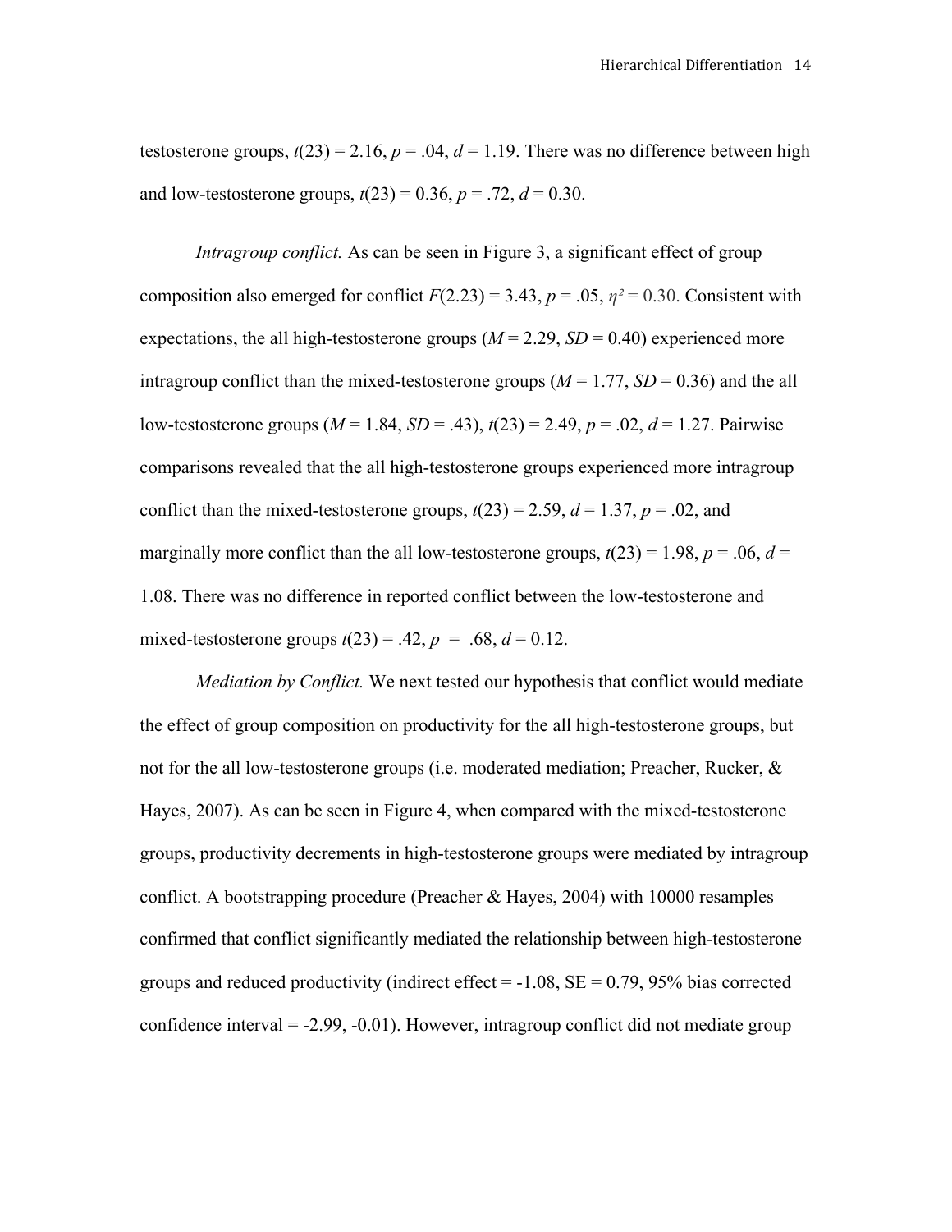testosterone groups, $t(23) = 2.16$, $p = .04$, $d = 1.19$. There was no difference between high and low-testosterone groups, $t(23) = 0.36$, $p = .72$, $d = 0.30$.

*Intragroup conflict.* As can be seen in Figure 3, a significant effect of group composition also emerged for conflict $F(2.23) = 3.43$, $p = .05$, $\eta^2 = 0.30$. Consistent with expectations, the all high-testosterone groups ($M = 2.29$, $SD = 0.40$) experienced more intragroup conflict than the mixed-testosterone groups ($M = 1.77$, $SD = 0.36$) and the all low-testosterone groups ($M = 1.84$, $SD = .43$), $t(23) = 2.49$, $p = .02$, $d = 1.27$. Pairwise comparisons revealed that the all high-testosterone groups experienced more intragroup conflict than the mixed-testosterone groups, $t(23) = 2.59$, $d = 1.37$, $p = .02$, and marginally more conflict than the all low-testosterone groups, $t(23) = 1.98$, $p = .06$, $d = 1.08$. There was no difference in reported conflict between the low-testosterone and mixed-testosterone groups $t(23) = .42$, $p = .68$, $d = 0.12$.

*Mediation by Conflict.* We next tested our hypothesis that conflict would mediate the effect of group composition on productivity for the all high-testosterone groups, but not for the all low-testosterone groups (i.e. moderated mediation; Preacher, Rucker, & Hayes, 2007). As can be seen in Figure 4, when compared with the mixed-testosterone groups, productivity decrements in high-testosterone groups were mediated by intragroup conflict. A bootstrapping procedure (Preacher & Hayes, 2004) with 10000 resamples confirmed that conflict significantly mediated the relationship between high-testosterone groups and reduced productivity (indirect effect = -1.08, SE = 0.79, 95% bias corrected confidence interval = -2.99, -0.01). However, intragroup conflict did not mediate group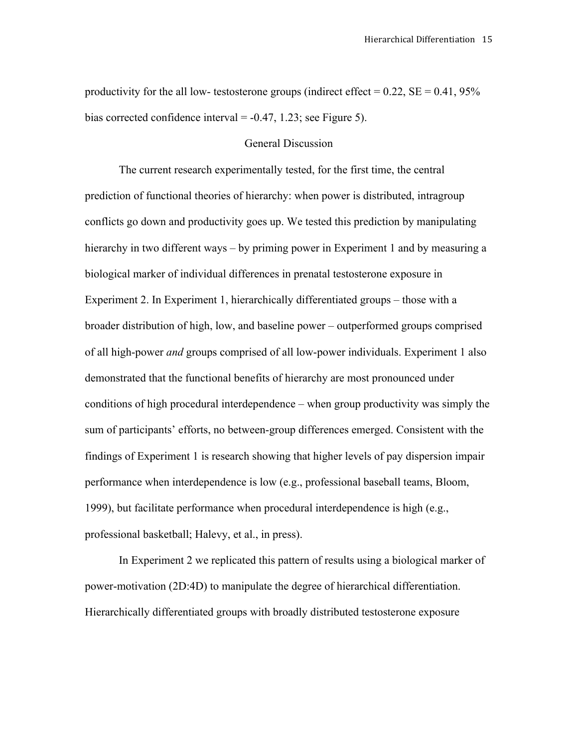productivity for the all low- testosterone groups (indirect effect = 0.22, SE = 0.41, 95% bias corrected confidence interval = -0.47, 1.23; see Figure 5).

## General Discussion

The current research experimentally tested, for the first time, the central prediction of functional theories of hierarchy: when power is distributed, intragroup conflicts go down and productivity goes up. We tested this prediction by manipulating hierarchy in two different ways – by priming power in Experiment 1 and by measuring a biological marker of individual differences in prenatal testosterone exposure in Experiment 2. In Experiment 1, hierarchically differentiated groups – those with a broader distribution of high, low, and baseline power – outperformed groups comprised of all high-power *and* groups comprised of all low-power individuals. Experiment 1 also demonstrated that the functional benefits of hierarchy are most pronounced under conditions of high procedural interdependence – when group productivity was simply the sum of participants' efforts, no between-group differences emerged. Consistent with the findings of Experiment 1 is research showing that higher levels of pay dispersion impair performance when interdependence is low (e.g., professional baseball teams, Bloom, 1999), but facilitate performance when procedural interdependence is high (e.g., professional basketball; Halevy, et al., in press).

In Experiment 2 we replicated this pattern of results using a biological marker of power-motivation (2D:4D) to manipulate the degree of hierarchical differentiation. Hierarchically differentiated groups with broadly distributed testosterone exposure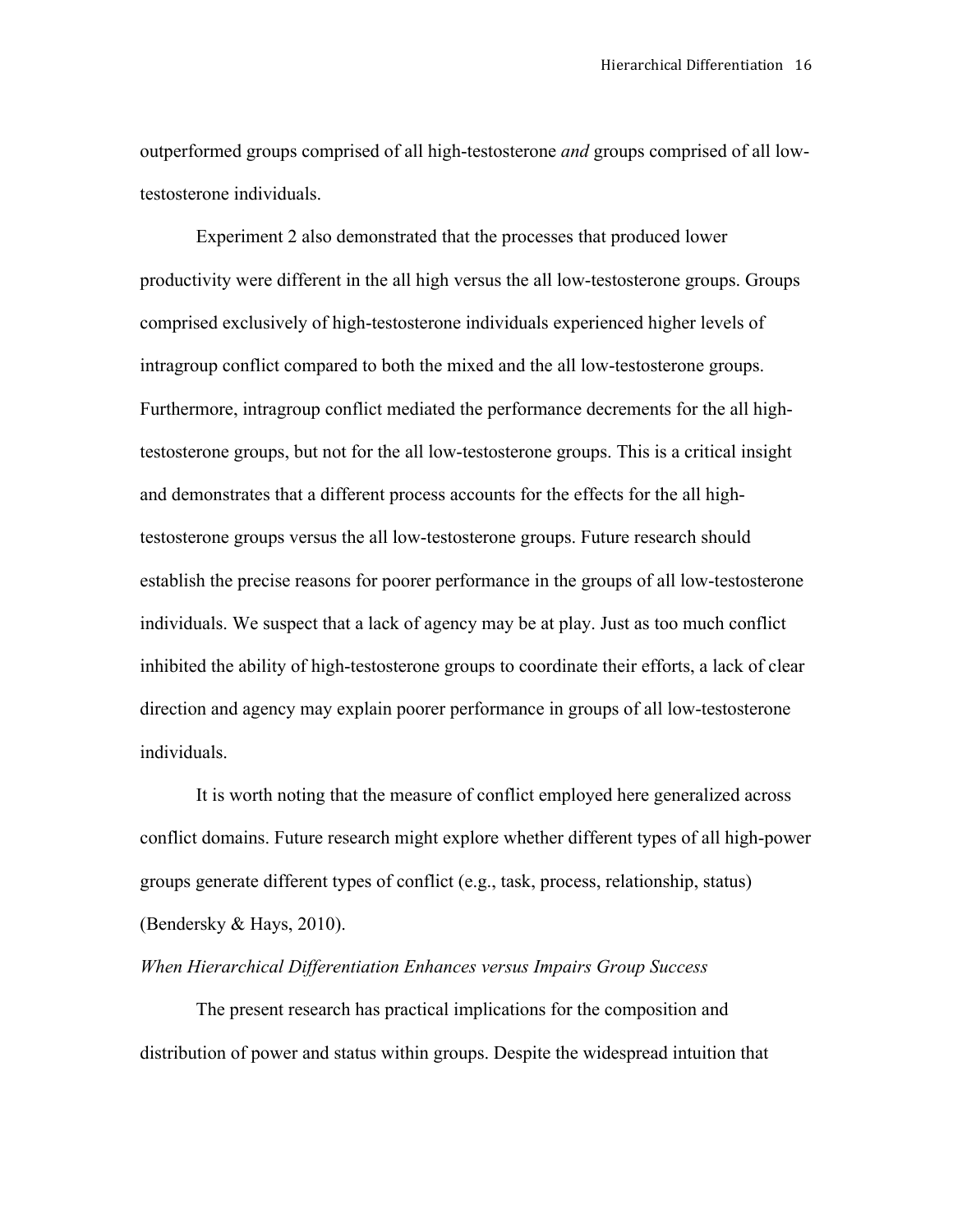outperformed groups comprised of all high-testosterone *and* groups comprised of all low-testosterone individuals.

Experiment 2 also demonstrated that the processes that produced lower productivity were different in the all high versus the all low-testosterone groups. Groups comprised exclusively of high-testosterone individuals experienced higher levels of intragroup conflict compared to both the mixed and the all low-testosterone groups. Furthermore, intragroup conflict mediated the performance decrements for the all high-testosterone groups, but not for the all low-testosterone groups. This is a critical insight and demonstrates that a different process accounts for the effects for the all high-testosterone groups versus the all low-testosterone groups. Future research should establish the precise reasons for poorer performance in the groups of all low-testosterone individuals. We suspect that a lack of agency may be at play. Just as too much conflict inhibited the ability of high-testosterone groups to coordinate their efforts, a lack of clear direction and agency may explain poorer performance in groups of all low-testosterone individuals.

It is worth noting that the measure of conflict employed here generalized across conflict domains. Future research might explore whether different types of all high-power groups generate different types of conflict (e.g., task, process, relationship, status) (Bendersky & Hays, 2010).

*When Hierarchical Differentiation Enhances versus Impairs Group Success*

The present research has practical implications for the composition and distribution of power and status within groups. Despite the widespread intuition that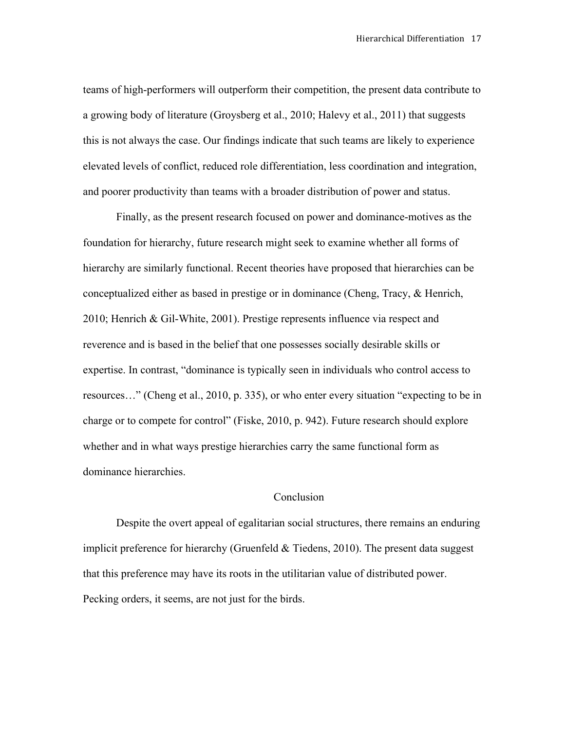teams of high-performers will outperform their competition, the present data contribute to a growing body of literature (Groysberg et al., 2010; Halevy et al., 2011) that suggests this is not always the case. Our findings indicate that such teams are likely to experience elevated levels of conflict, reduced role differentiation, less coordination and integration, and poorer productivity than teams with a broader distribution of power and status.

Finally, as the present research focused on power and dominance-motives as the foundation for hierarchy, future research might seek to examine whether all forms of hierarchy are similarly functional. Recent theories have proposed that hierarchies can be conceptualized either as based in prestige or in dominance (Cheng, Tracy, & Henrich, 2010; Henrich & Gil-White, 2001). Prestige represents influence via respect and reverence and is based in the belief that one possesses socially desirable skills or expertise. In contrast, "dominance is typically seen in individuals who control access to resources…" (Cheng et al., 2010, p. 335), or who enter every situation "expecting to be in charge or to compete for control" (Fiske, 2010, p. 942). Future research should explore whether and in what ways prestige hierarchies carry the same functional form as dominance hierarchies.

## Conclusion

Despite the overt appeal of egalitarian social structures, there remains an enduring implicit preference for hierarchy (Gruenfeld & Tiedens, 2010). The present data suggest that this preference may have its roots in the utilitarian value of distributed power. Pecking orders, it seems, are not just for the birds.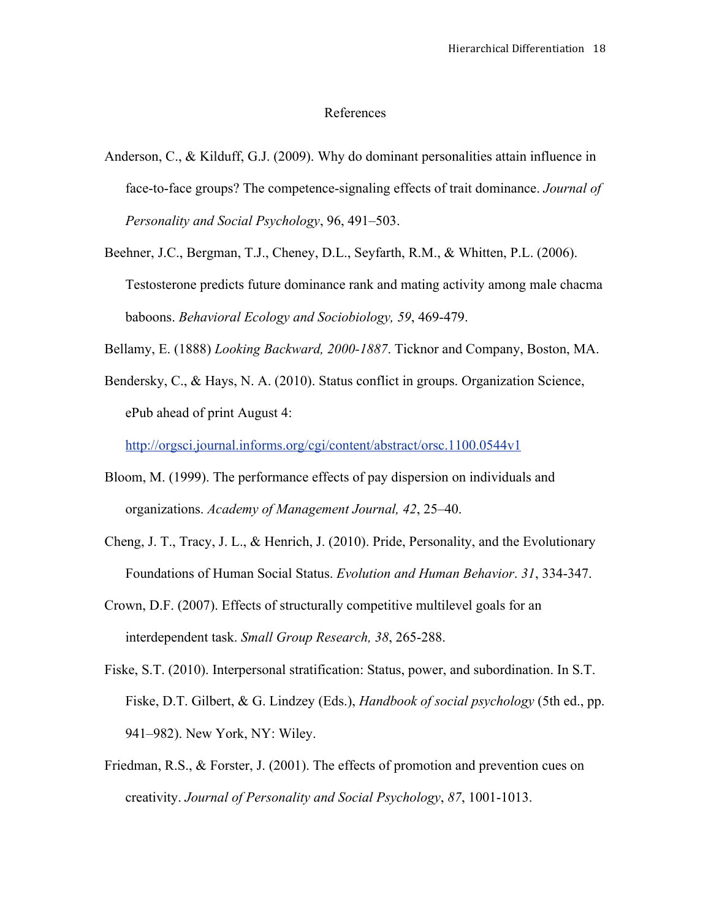# References

Anderson, C., & Kilduff, G.J. (2009). Why do dominant personalities attain influence in face-to-face groups? The competence-signaling effects of trait dominance. *Journal of Personality and Social Psychology*, 96, 491–503.

Beehner, J.C., Bergman, T.J., Cheney, D.L., Seyfarth, R.M., & Whitten, P.L. (2006). Testosterone predicts future dominance rank and mating activity among male chacma baboons. *Behavioral Ecology and Sociobiology, 59*, 469-479.

Bellamy, E. (1888) *Looking Backward, 2000-1887*. Ticknor and Company, Boston, MA.

Bendersky, C., & Hays, N. A. (2010). Status conflict in groups. Organization Science, ePub ahead of print August 4: http://orgsci.journal.informs.org/cgi/content/abstract/orsc.1100.0544v1

Bloom, M. (1999). The performance effects of pay dispersion on individuals and organizations. *Academy of Management Journal, 42*, 25–40.

Cheng, J. T., Tracy, J. L., & Henrich, J. (2010). Pride, Personality, and the Evolutionary Foundations of Human Social Status. *Evolution and Human Behavior*. *31*, 334-347.

Crown, D.F. (2007). Effects of structurally competitive multilevel goals for an interdependent task. *Small Group Research, 38*, 265-288.

Fiske, S.T. (2010). Interpersonal stratification: Status, power, and subordination. In S.T. Fiske, D.T. Gilbert, & G. Lindzey (Eds.), *Handbook of social psychology* (5th ed., pp. 941–982). New York, NY: Wiley.

Friedman, R.S., & Forster, J. (2001). The effects of promotion and prevention cues on creativity. *Journal of Personality and Social Psychology*, *87*, 1001-1013.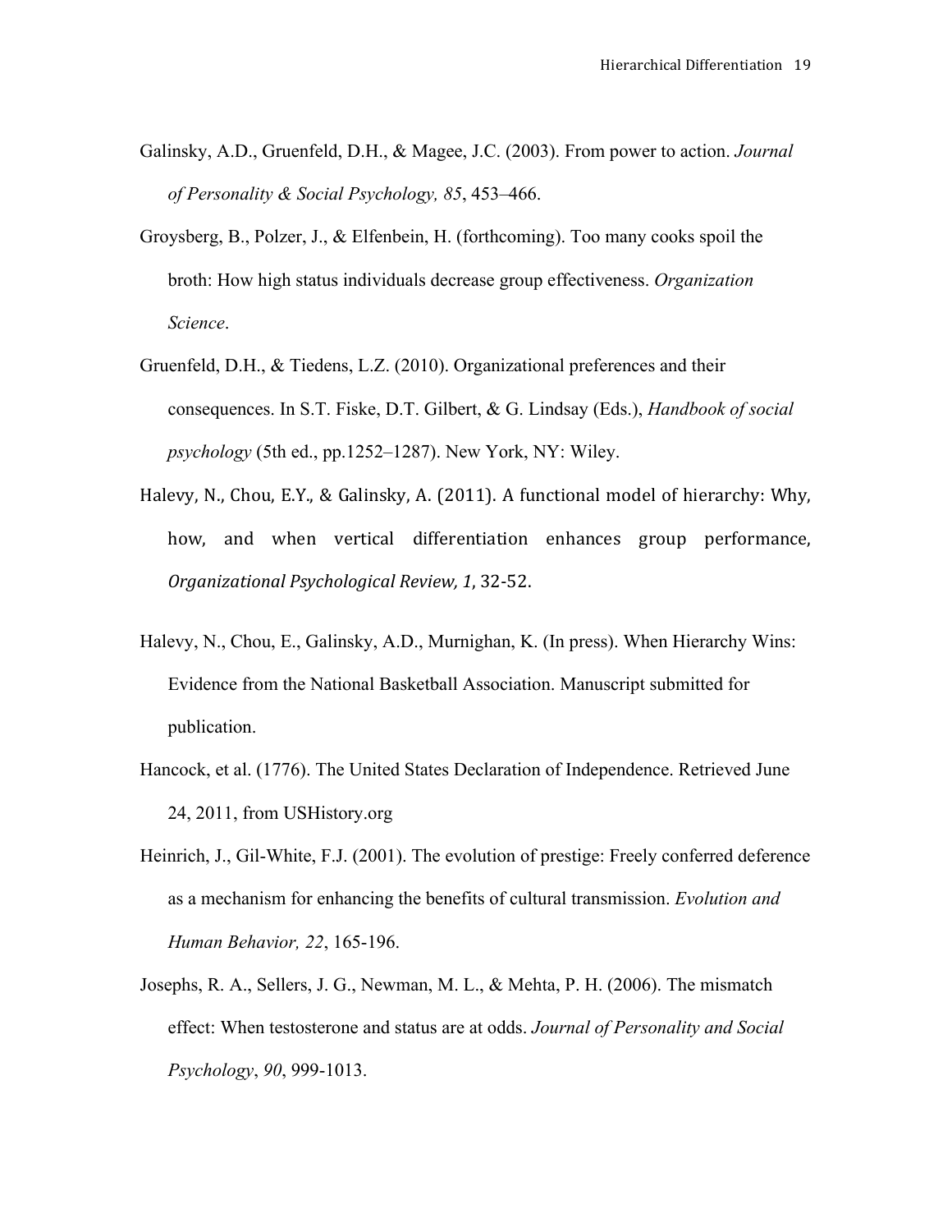Galinsky, A.D., Gruenfeld, D.H., & Magee, J.C. (2003). From power to action. *Journal of Personality & Social Psychology, 85*, 453–466.

Groysberg, B., Polzer, J., & Elfenbein, H. (forthcoming). Too many cooks spoil the broth: How high status individuals decrease group effectiveness. *Organization Science*.

Gruenfeld, D.H., & Tiedens, L.Z. (2010). Organizational preferences and their consequences. In S.T. Fiske, D.T. Gilbert, & G. Lindsay (Eds.), *Handbook of social psychology* (5th ed., pp.1252–1287). New York, NY: Wiley.

Halevy, N., Chou, E.Y., & Galinsky, A. (2011). A functional model of hierarchy: Why, how, and when vertical differentiation enhances group performance, *Organizational Psychological Review, 1*, 32-52.

Halevy, N., Chou, E., Galinsky, A.D., Murnighan, K. (In press). When Hierarchy Wins: Evidence from the National Basketball Association. Manuscript submitted for publication.

Hancock, et al. (1776). The United States Declaration of Independence. Retrieved June 24, 2011, from USHistory.org

Heinrich, J., Gil-White, F.J. (2001). The evolution of prestige: Freely conferred deference as a mechanism for enhancing the benefits of cultural transmission. *Evolution and Human Behavior, 22*, 165-196.

Josephs, R. A., Sellers, J. G., Newman, M. L., & Mehta, P. H. (2006). The mismatch effect: When testosterone and status are at odds. *Journal of Personality and Social Psychology*, *90*, 999-1013.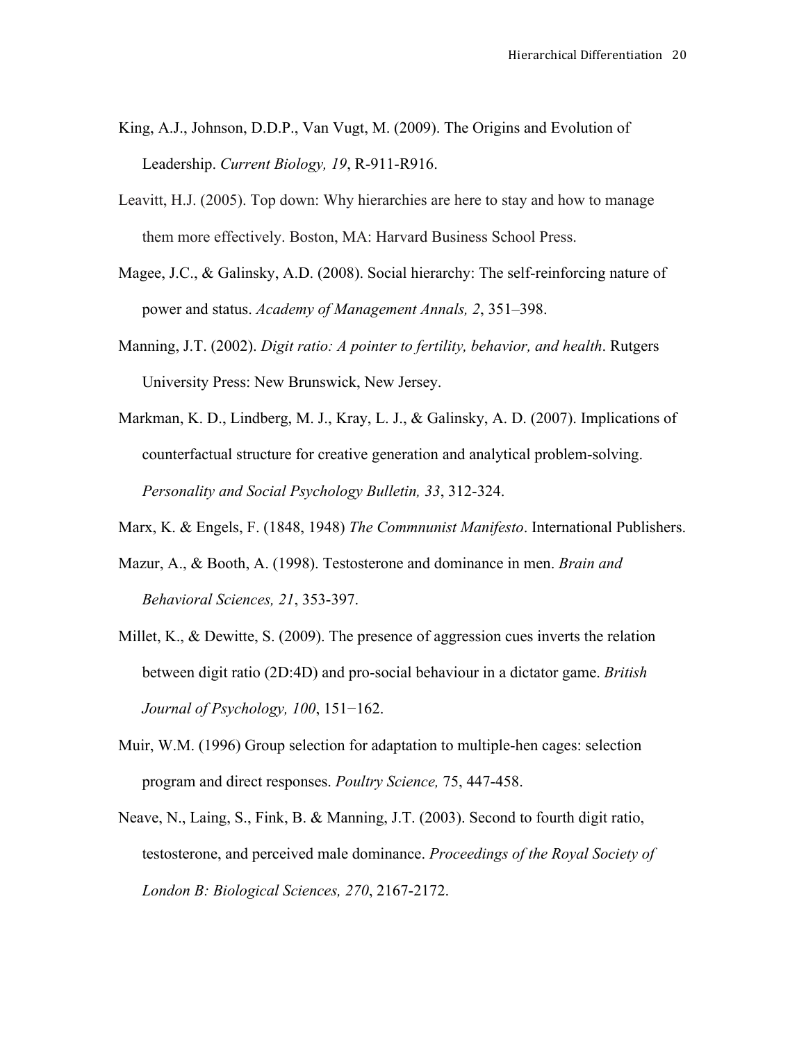King, A.J., Johnson, D.D.P., Van Vugt, M. (2009). The Origins and Evolution of Leadership. *Current Biology, 19*, R-911-R916.

Leavitt, H.J. (2005). Top down: Why hierarchies are here to stay and how to manage them more effectively. Boston, MA: Harvard Business School Press.

Magee, J.C., & Galinsky, A.D. (2008). Social hierarchy: The self-reinforcing nature of power and status. *Academy of Management Annals, 2*, 351–398.

Manning, J.T. (2002). *Digit ratio: A pointer to fertility, behavior, and health*. Rutgers University Press: New Brunswick, New Jersey.

Markman, K. D., Lindberg, M. J., Kray, L. J., & Galinsky, A. D. (2007). Implications of counterfactual structure for creative generation and analytical problem-solving. *Personality and Social Psychology Bulletin, 33*, 312-324.

Marx, K. & Engels, F. (1848, 1948) *The Commnunist Manifesto*. International Publishers.

Mazur, A., & Booth, A. (1998). Testosterone and dominance in men. *Brain and Behavioral Sciences, 21*, 353-397.

Millet, K., & Dewitte, S. (2009). The presence of aggression cues inverts the relation between digit ratio (2D:4D) and pro-social behaviour in a dictator game. *British Journal of Psychology, 100*, 151−162.

Muir, W.M. (1996) Group selection for adaptation to multiple-hen cages: selection program and direct responses. *Poultry Science,* 75, 447-458.

Neave, N., Laing, S., Fink, B. & Manning, J.T. (2003). Second to fourth digit ratio, testosterone, and perceived male dominance. *Proceedings of the Royal Society of London B: Biological Sciences, 270*, 2167-2172.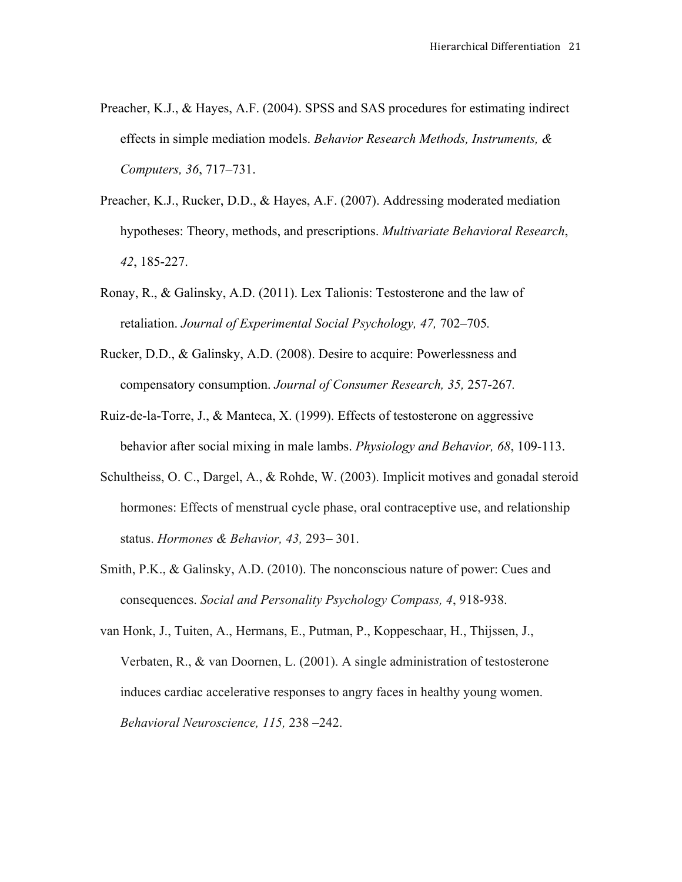Preacher, K.J., & Hayes, A.F. (2004). SPSS and SAS procedures for estimating indirect effects in simple mediation models. *Behavior Research Methods, Instruments, & Computers, 36*, 717–731.

Preacher, K.J., Rucker, D.D., & Hayes, A.F. (2007). Addressing moderated mediation hypotheses: Theory, methods, and prescriptions. *Multivariate Behavioral Research*, *42*, 185-227.

Ronay, R., & Galinsky, A.D. (2011). Lex Talionis: Testosterone and the law of retaliation. *Journal of Experimental Social Psychology, 47,* 702–705*.*

Rucker, D.D., & Galinsky, A.D. (2008). Desire to acquire: Powerlessness and compensatory consumption. *Journal of Consumer Research, 35,* 257-267*.*

Ruiz-de-la-Torre, J., & Manteca, X. (1999). Effects of testosterone on aggressive behavior after social mixing in male lambs. *Physiology and Behavior, 68*, 109-113.

Schultheiss, O. C., Dargel, A., & Rohde, W. (2003). Implicit motives and gonadal steroid hormones: Effects of menstrual cycle phase, oral contraceptive use, and relationship status. *Hormones & Behavior, 43,* 293– 301.

Smith, P.K., & Galinsky, A.D. (2010). The nonconscious nature of power: Cues and consequences. *Social and Personality Psychology Compass, 4*, 918-938.

van Honk, J., Tuiten, A., Hermans, E., Putman, P., Koppeschaar, H., Thijssen, J., Verbaten, R., & van Doornen, L. (2001). A single administration of testosterone induces cardiac accelerative responses to angry faces in healthy young women. *Behavioral Neuroscience, 115,* 238 –242.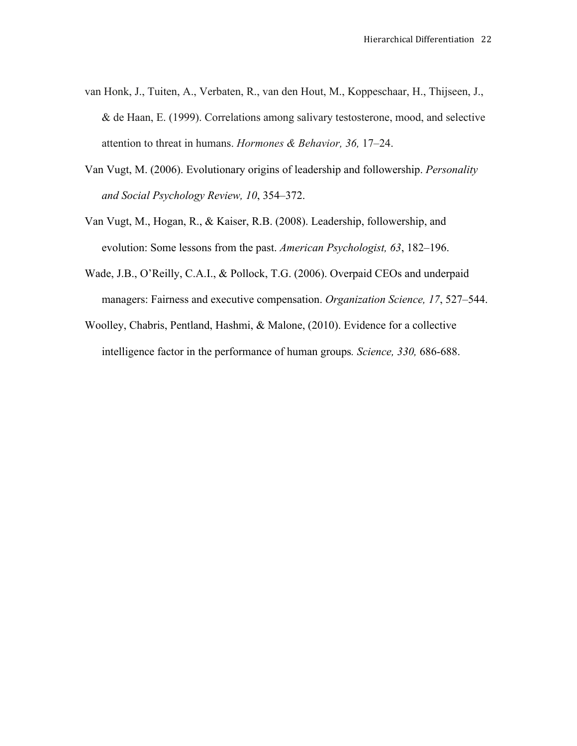van Honk, J., Tuiten, A., Verbaten, R., van den Hout, M., Koppeschaar, H., Thijseen, J., & de Haan, E. (1999). Correlations among salivary testosterone, mood, and selective attention to threat in humans. *Hormones & Behavior, 36,* 17–24.

Van Vugt, M. (2006). Evolutionary origins of leadership and followership. *Personality and Social Psychology Review, 10*, 354–372.

Van Vugt, M., Hogan, R., & Kaiser, R.B. (2008). Leadership, followership, and evolution: Some lessons from the past. *American Psychologist, 63*, 182–196.

Wade, J.B., O'Reilly, C.A.I., & Pollock, T.G. (2006). Overpaid CEOs and underpaid managers: Fairness and executive compensation. *Organization Science, 17*, 527–544.

Woolley, Chabris, Pentland, Hashmi, & Malone, (2010). Evidence for a collective intelligence factor in the performance of human groups*. Science, 330,* 686-688.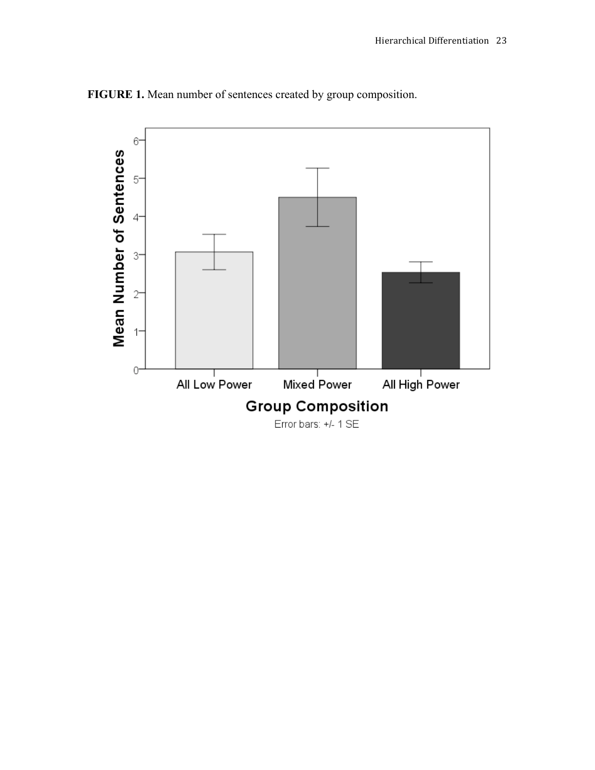**FIGURE 1.** Mean number of sentences created by group composition.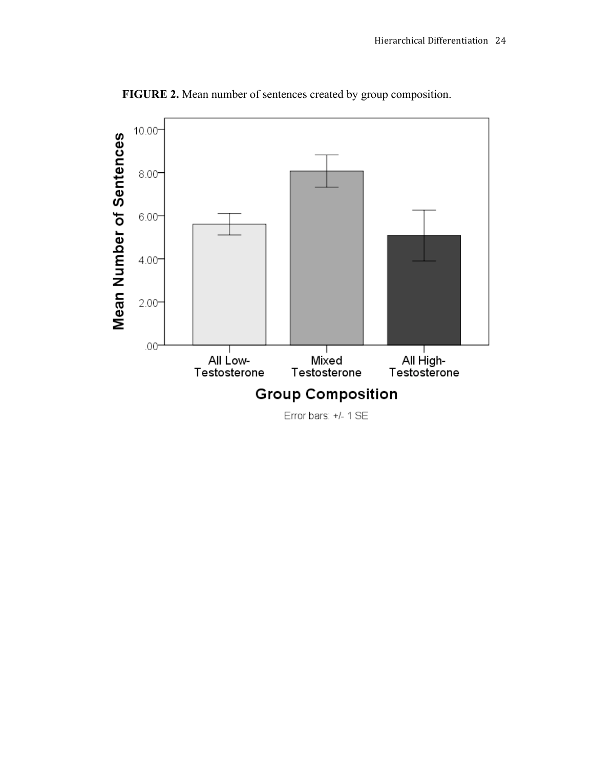**FIGURE 2.** Mean number of sentences created by group composition.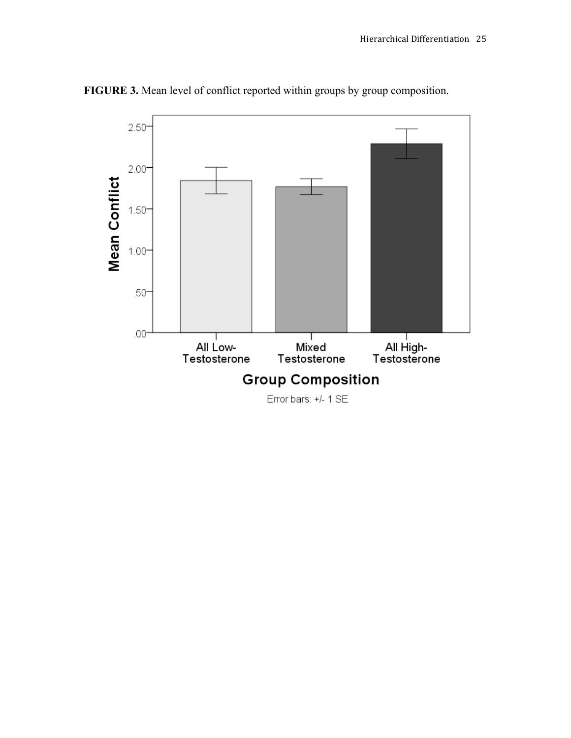**FIGURE 3.** Mean level of conflict reported within groups by group composition.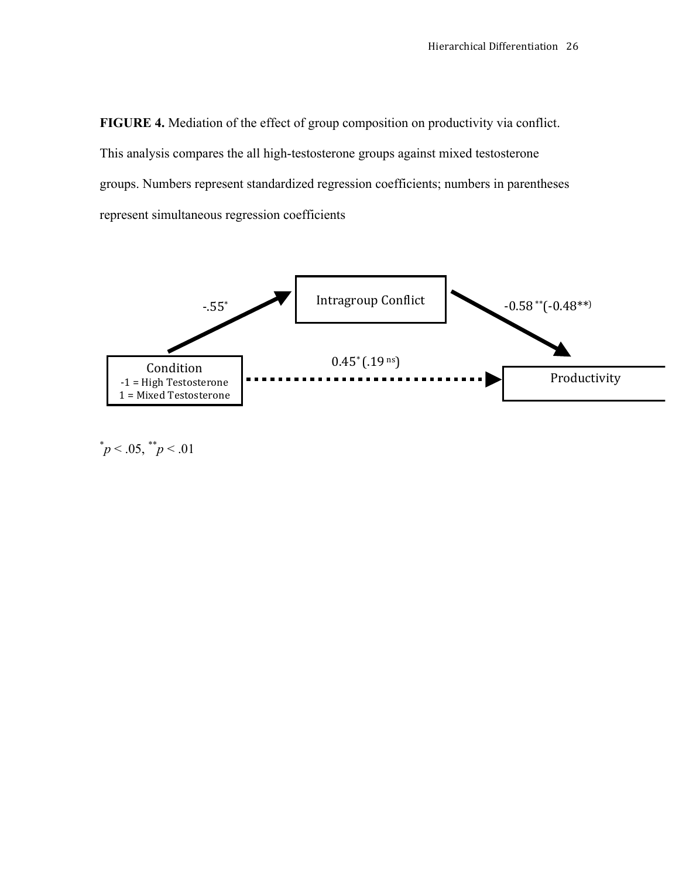**FIGURE 4.** Mediation of the effect of group composition on productivity via conflict. This analysis compares the all high-testosterone groups against mixed testosterone groups. Numbers represent standardized regression coefficients; numbers in parentheses represent simultaneous regression coefficients

Intragroup Conflict

-.55*

-0.58**(-0.48**)

Condition
-1 = High Testosterone
1 = Mixed Testosterone

0.45* (.19 ns)

Productivity

*$p < .05$, **$p < .01$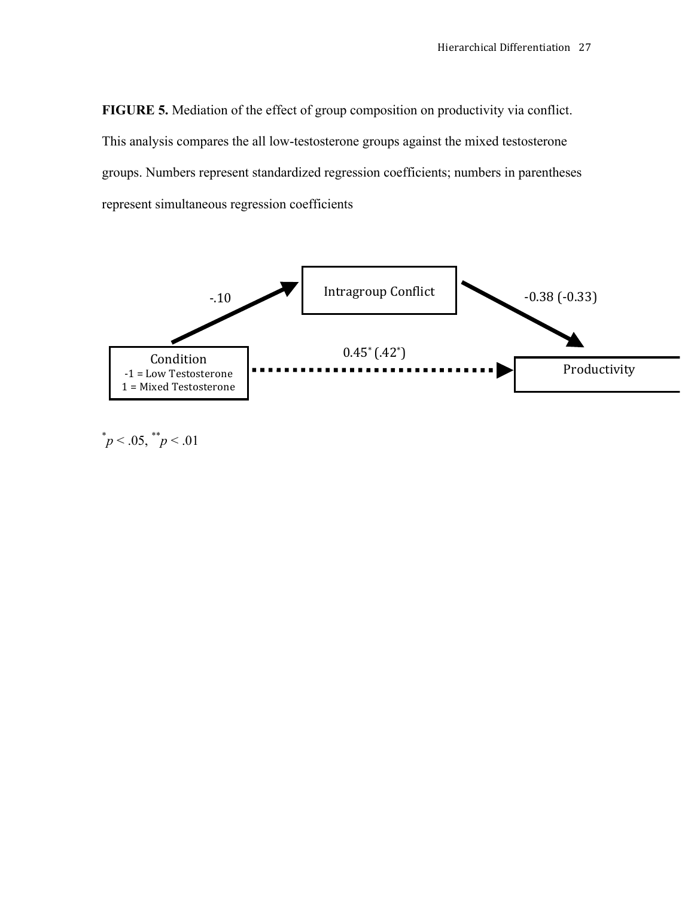**FIGURE 5.** Mediation of the effect of group composition on productivity via conflict. This analysis compares the all low-testosterone groups against the mixed testosterone groups. Numbers represent standardized regression coefficients; numbers in parentheses represent simultaneous regression coefficients

Intragroup Conflict

-.10

-0.38 (-0.33)

Condition
-1 = Low Testosterone
1 = Mixed Testosterone

$0.45^{*}$ ($.42^{*}$)

Productivity

$^{*}p < .05$, $^{**}p < .01$